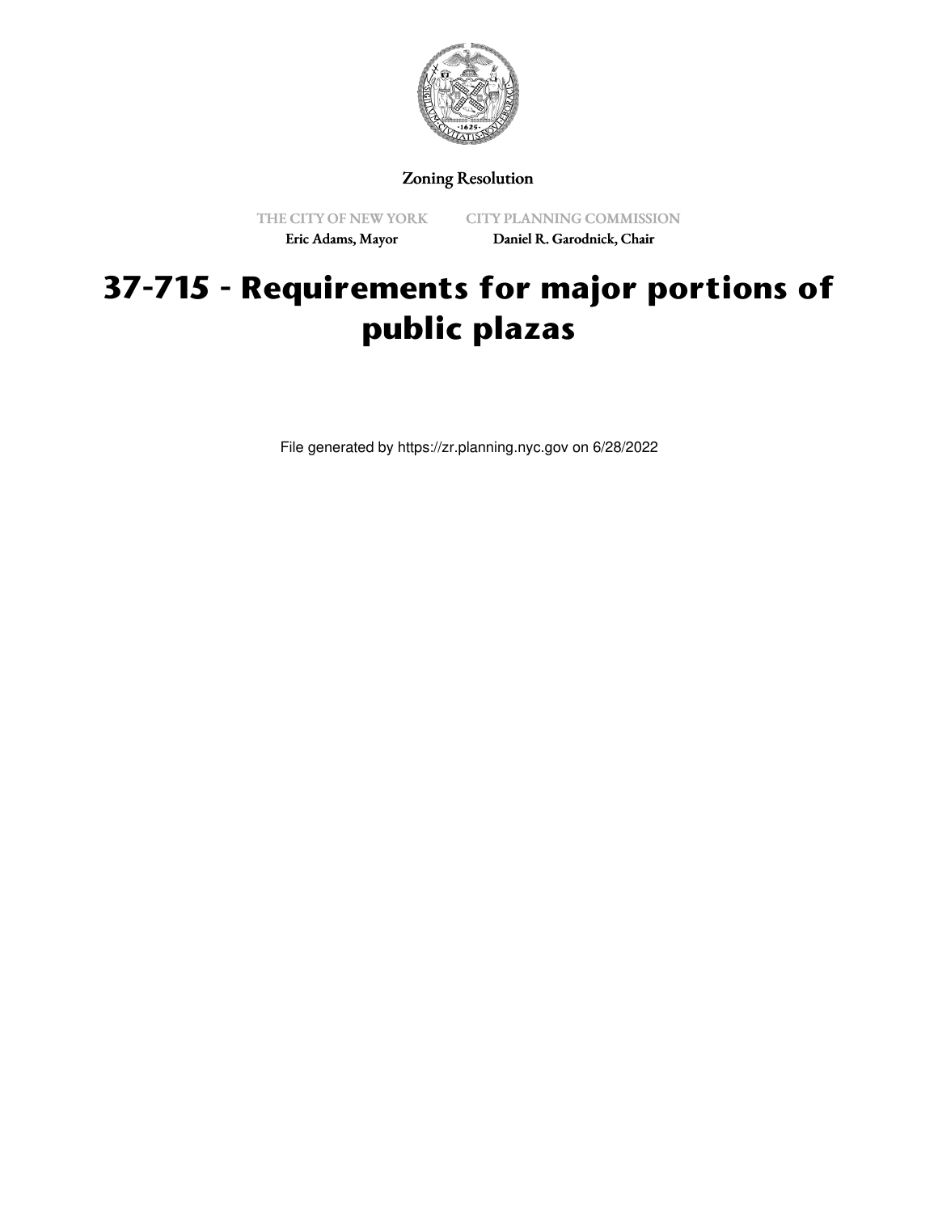Zoning Resolution

THE CITY OF NEW YORK

Eric Adams, Mayor

CITY PLANNING COMMISSION

Daniel R. Garodnick, Chair

# 37-715 - Requirements for major portions of public plazas

File generated by https://zr.planning.nyc.gov on 6/28/2022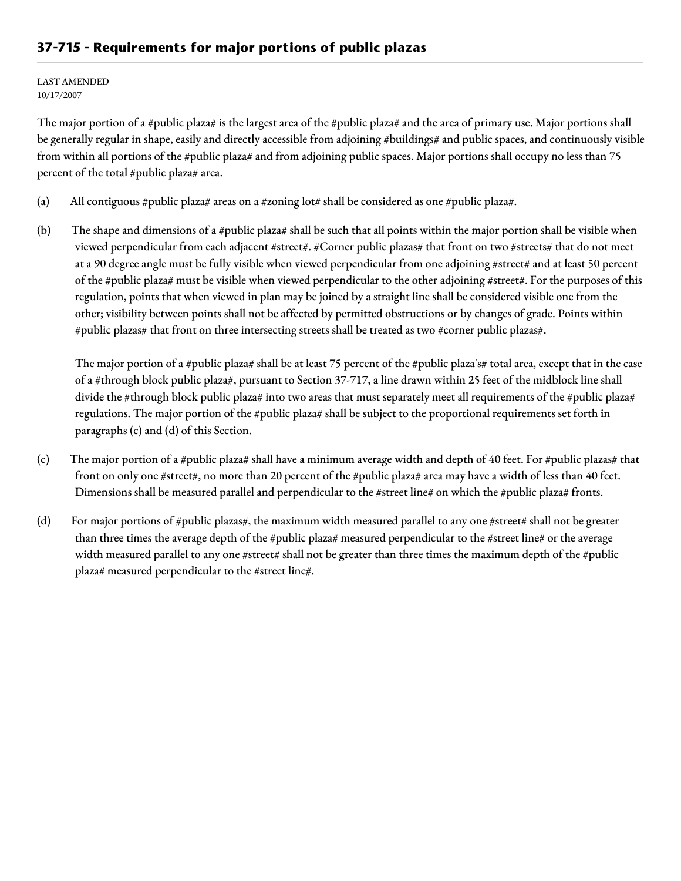## 37-715 - Requirements for major portions of public plazas

LAST AMENDED
10/17/2007

The major portion of a #public plaza# is the largest area of the #public plaza# and the area of primary use. Major portions shall be generally regular in shape, easily and directly accessible from adjoining #buildings# and public spaces, and continuously visible from within all portions of the #public plaza# and from adjoining public spaces. Major portions shall occupy no less than 75 percent of the total #public plaza# area.

(a) All contiguous #public plaza# areas on a #zoning lot# shall be considered as one #public plaza#.

(b) The shape and dimensions of a #public plaza# shall be such that all points within the major portion shall be visible when viewed perpendicular from each adjacent #street#. #Corner public plazas# that front on two #streets# that do not meet at a 90 degree angle must be fully visible when viewed perpendicular from one adjoining #street# and at least 50 percent of the #public plaza# must be visible when viewed perpendicular to the other adjoining #street#. For the purposes of this regulation, points that when viewed in plan may be joined by a straight line shall be considered visible one from the other; visibility between points shall not be affected by permitted obstructions or by changes of grade. Points within #public plazas# that front on three intersecting streets shall be treated as two #corner public plazas#.

The major portion of a #public plaza# shall be at least 75 percent of the #public plaza's# total area, except that in the case of a #through block public plaza#, pursuant to Section 37-717, a line drawn within 25 feet of the midblock line shall divide the #through block public plaza# into two areas that must separately meet all requirements of the #public plaza# regulations. The major portion of the #public plaza# shall be subject to the proportional requirements set forth in paragraphs (c) and (d) of this Section.

(c) The major portion of a #public plaza# shall have a minimum average width and depth of 40 feet. For #public plazas# that front on only one #street#, no more than 20 percent of the #public plaza# area may have a width of less than 40 feet. Dimensions shall be measured parallel and perpendicular to the #street line# on which the #public plaza# fronts.

(d) For major portions of #public plazas#, the maximum width measured parallel to any one #street# shall not be greater than three times the average depth of the #public plaza# measured perpendicular to the #street line# or the average width measured parallel to any one #street# shall not be greater than three times the maximum depth of the #public plaza# measured perpendicular to the #street line#.